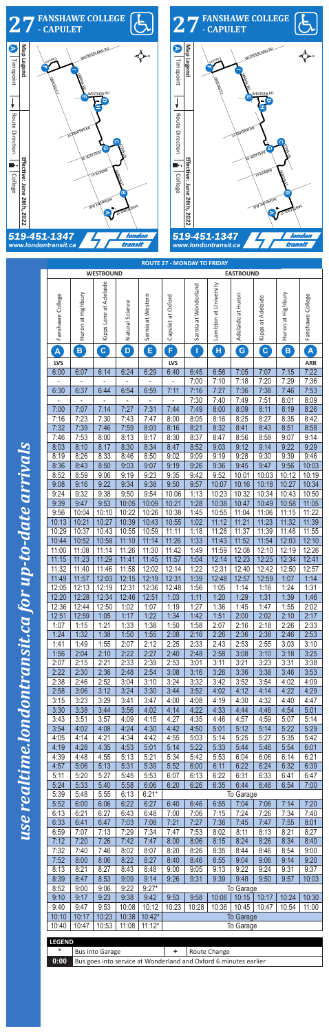# 27 FANSHAWE COLLEGE - CAPULET

**Map Legend**

- A Timepoint
- Route Direction
- College

**Effective: June 26th, 2022**

519-451-1347
www.londontransit.ca

# 27 FANSHAWE COLLEGE - CAPULET

**Map Legend**

- A Timepoint
- Route Direction
- College

**Effective: June 26th, 2022**

519-451-1347
www.londontransit.ca

*use realtime.londontransit.ca for up-to-date arrivals*

## ROUTE 27 - MONDAY TO FRIDAY

| WESTBOUND | | | | | | EASTBOUND | | | | | |
|---|---|---|---|---|---|---|---|---|---|---|---|
| Fanshawe College | Huron at Highbury | Kipps Lane at Adelaide | Natural Science | Sarnia at Western | Capulet at Oxford | Sarnia at Wonderland | Lambton at University | Adelaide at Huron | Kipps at Adelaide | Huron at Highbury | Fanshawe College |
| A | B | C | D | E | F | I | H | G | C | B | A |
| LVS | | | | | LVS | | | | | | ARR |
| 6:00 | 6:07 | 6:14 | 6:24 | 6:29 | 6:40 | 6:45 | 6:56 | 7:05 | 7:07 | 7:15 | 7:22 |
| - | - | - | - | - | - | 7:00 | 7:10 | 7:18 | 7:20 | 7:29 | 7:36 |
| 6:30 | 6:37 | 6:44 | 6:54 | 6:59 | 7:11 | 7:16 | 7:27 | 7:36 | 7:38 | 7:46 | 7:53 |
| - | - | - | - | - | - | 7:30 | 7:40 | 7:49 | 7:51 | 8:01 | 8:09 |
| 7:00 | 7:07 | 7:14 | 7:27 | 7:31 | 7:44 | 7:49 | 8:00 | 8:09 | 8:11 | 8:19 | 8:26 |
| 7:16 | 7:23 | 7:30 | 7:43 | 7:47 | 8:00 | 8:05 | 8:16 | 8:25 | 8:27 | 8:35 | 8:42 |
| 7:32 | 7:39 | 7:46 | 7:59 | 8:03 | 8:16 | 8:21 | 8:32 | 8:41 | 8:43 | 8:51 | 8:58 |
| 7:46 | 7:53 | 8:00 | 8:13 | 8:17 | 8:30 | 8:37 | 8:47 | 8:56 | 8:58 | 9:07 | 9:14 |
| 8:03 | 8:10 | 8:17 | 8:30 | 8:34 | 8:47 | 8:52 | 9:03 | 9:12 | 9:14 | 9:22 | 9:29 |
| 8:19 | 8:26 | 8:33 | 8:46 | 8:50 | 9:02 | 9:09 | 9:19 | 9:28 | 9:30 | 9:39 | 9:46 |
| 8:36 | 8:43 | 8:50 | 9:03 | 9:07 | 9:19 | 9:26 | 9:36 | 9:45 | 9:47 | 9:56 | 10:03 |
| 8:52 | 8:59 | 9:06 | 9:19 | 9:23 | 9:35 | 9:42 | 9:52 | 10:01 | 10:03 | 10:12 | 10:19 |
| 9:08 | 9:16 | 9:22 | 9:34 | 9:38 | 9:50 | 9:57 | 10:07 | 10:16 | 10:18 | 10:27 | 10:34 |
| 9:24 | 9:32 | 9:38 | 9:50 | 9:54 | 10:06 | 1:13 | 10:23 | 10:32 | 10:34 | 10:43 | 10:50 |
| 9:39 | 9:47 | 9:53 | 10:05 | 10:09 | 10:21 | 1:28 | 10:38 | 10:47 | 10:49 | 10:58 | 11:05 |
| 9:56 | 10:04 | 10:10 | 10:22 | 10:26 | 10:38 | 1:45 | 10:55 | 11:04 | 11:06 | 11:15 | 11:22 |
| 10:13 | 10:21 | 10:27 | 10:39 | 10:43 | 10:55 | 1:02 | 11:12 | 11:21 | 11:23 | 11:32 | 11:39 |
| 10:29 | 10:37 | 10:43 | 10:55 | 10:59 | 11:11 | 1:18 | 11:28 | 11:37 | 11:39 | 11:48 | 11:55 |
| 10:44 | 10:52 | 10:58 | 11:10 | 11:14 | 11:26 | 1:33 | 11:43 | 11:52 | 11:54 | 12:03 | 12:10 |
| 11:00 | 11:08 | 11:14 | 11:26 | 11:30 | 11:42 | 1:49 | 11:59 | 12:08 | 12:10 | 12:19 | 12:26 |
| 11:15 | 11:23 | 11:29 | 11:41 | 11:45 | 11:57 | 1:04 | 12:14 | 12:23 | 12:25 | 12:34 | 12:41 |
| 11:32 | 11:40 | 11:46 | 11:58 | 12:02 | 12:14 | 1:22 | 12:31 | 12:40 | 12:42 | 12:50 | 12:57 |
| 11:49 | 11:57 | 12:03 | 12:15 | 12:19 | 12:31 | 1:39 | 12:48 | 12:57 | 12:59 | 1:07 | 1:14 |
| 12:05 | 12:13 | 12:19 | 12:31 | 12:36 | 12:48 | 1:56 | 1:05 | 1:14 | 1:16 | 1:24 | 1:31 |
| 12:20 | 12:28 | 12:34 | 12:46 | 12:51 | 1:03 | 1:11 | 1:20 | 1:29 | 1:31 | 1:39 | 1:46 |
| 12:36 | 12:44 | 12:50 | 1:02 | 1:07 | 1:19 | 1:27 | 1:36 | 1:45 | 1:47 | 1:55 | 2:02 |
| 12:51 | 12:59 | 1:05 | 1:17 | 1:22 | 1:34 | 1:42 | 1:51 | 2:00 | 2:02 | 2:10 | 2:17 |
| 1:07 | 1:15 | 1:21 | 1:33 | 1:38 | 1:50 | 1:58 | 2:07 | 2:16 | 2:18 | 2:26 | 2:33 |
| 1:24 | 1:32 | 1:38 | 1:50 | 1:55 | 2:08 | 2:16 | 2:26 | 2:36 | 2:38 | 2:46 | 2:53 |
| 1:41 | 1:49 | 1:55 | 2:07 | 2:12 | 2:25 | 2:33 | 2:43 | 2:53 | 2:55 | 3:03 | 3:10 |
| 1:56 | 2:04 | 2:10 | 2:22 | 2:27 | 2:40 | 2:48 | 2:58 | 3:08 | 3:10 | 3:18 | 3:25 |
| 2:07 | 2:15 | 2:21 | 2:33 | 2:39 | 2:53 | 3:01 | 3:11 | 3:21 | 3:23 | 3:31 | 3:38 |
| 2:22 | 2:30 | 2:36 | 2:48 | 2:54 | 3:08 | 3:16 | 3:26 | 3:36 | 3:38 | 3:46 | 3:53 |
| 2:38 | 2:46 | 2:52 | 3:04 | 3:10 | 3:24 | 3:32 | 3:42 | 3:52 | 3:54 | 4:02 | 4:09 |
| 2:58 | 3:06 | 3:12 | 3:24 | 3:30 | 3:44 | 3:52 | 4:02 | 4:12 | 4:14 | 4:22 | 4:29 |
| 3:15 | 3:23 | 3:29 | 3:41 | 3:47 | 4:00 | 4:08 | 4:19 | 4:30 | 4:32 | 4:40 | 4:47 |
| 3:30 | 3:38 | 3:44 | 3:56 | 4:02 | 4:14 | 4:22 | 4:33 | 4:44 | 4:46 | 4:54 | 5:01 |
| 3:43 | 3:51 | 3:57 | 4:09 | 4:15 | 4:27 | 4:35 | 4:46 | 4:57 | 4:59 | 5:07 | 5:14 |
| 3:54 | 4:02 | 4:08 | 4:24 | 4:30 | 4:42 | 4:50 | 5:01 | 5:12 | 5:14 | 5:22 | 5:29 |
| 4:05 | 4:14 | 4:21 | 4:34 | 4:42 | 4:55 | 5:03 | 5:14 | 5:25 | 5:27 | 5:35 | 5:42 |
| 4:19 | 4:28 | 4:35 | 4:53 | 5:01 | 5:14 | 5:22 | 5:33 | 5:44 | 5:46 | 5:54 | 6:01 |
| 4:39 | 4:48 | 4:55 | 5:13 | 5:21 | 5:34 | 5:42 | 5:53 | 6:04 | 6:06 | 6:14 | 6:21 |
| 4:57 | 5:06 | 5:13 | 5:31 | 5:39 | 5:52 | 6:00 | 6:11 | 6:22 | 6:24 | 6:32 | 6:39 |
| 5:11 | 5:20 | 5:27 | 5:45 | 5:53 | 6:07 | 6:13 | 6:22 | 6:31 | 6:33 | 6:41 | 6:47 |
| 5:24 | 5:33 | 5:40 | 5:58 | 6:06 | 6:20 | 6:26 | 6:35 | 6:44 | 6:46 | 6:54 | 7:00 |
| 5:39 | 5:48 | 5:55 | 6:13 | 6:21* | | | | To Garage | | | |
| 5:52 | 6:00 | 6:06 | 6:22 | 6:27 | 6:40 | 6:46 | 6:55 | 7:04 | 7:06 | 7:14 | 7:20 |
| 6:13 | 6:21 | 6:27 | 6:43 | 6:48 | 7:00 | 7:06 | 7:15 | 7:24 | 7:26 | 7:34 | 7:40 |
| 6:33 | 6:41 | 6:47 | 7:03 | 7:08 | 7:21 | 7:27 | 7:36 | 7:45 | 7:47 | 7:55 | 8:01 |
| 6:59 | 7:07 | 7:13 | 7:29 | 7:34 | 7:47 | 7:53 | 8:02 | 8:11 | 8:13 | 8:21 | 8:27 |
| 7:12 | 7:20 | 7:26 | 7:42 | 7:47 | 8:00 | 8:06 | 8:15 | 8:24 | 8:26 | 8:34 | 8:40 |
| 7:32 | 7:40 | 7:46 | 8:02 | 8:07 | 8:20 | 8:26 | 8:35 | 8:44 | 8:46 | 8:54 | 9:00 |
| 7:52 | 8:00 | 8:06 | 8:22 | 8:27 | 8:40 | 8:46 | 8:55 | 9:04 | 9:06 | 9:14 | 9:20 |
| 8:13 | 8:21 | 8:27 | 8:43 | 8:48 | 9:00 | 9:05 | 9:13 | 9:22 | 9:24 | 9:31 | 9:37 |
| 8:39 | 8:47 | 8:53 | 9:09 | 9:14 | 9:26 | 9:31 | 9:39 | 9:48 | 9:50 | 9:57 | 10:03 |
| 8:52 | 9:00 | 9:06 | 9:22 | 9:27* | | | | To Garage | | | |
| 9:10 | 9:17 | 9:23 | 9:38 | 9:42 | 9:53 | 9:58 | 10:06 | 10:15 | 10:17 | 10:24 | 10:30 |
| 9:40 | 9:47 | 9:53 | 10:08 | 10:12 | 10:23 | 10:28 | 10:36 | 10:45 | 10:47 | 10:54 | 11:00 |
| 10:10 | 10:17 | 10:23 | 10:38 | 10:42* | | | | To Garage | | | |
| 10:40 | 10:47 | 10:53 | 11:08 | 11:12* | | | | To Garage | | | |

**LEGEND**

| | | | |
|---|---|---|---|
| * | Bus into Garage | + | Route Change |
| 0:00 | Bus goes into service at Wonderland and Oxford 6 minutes earlier | | |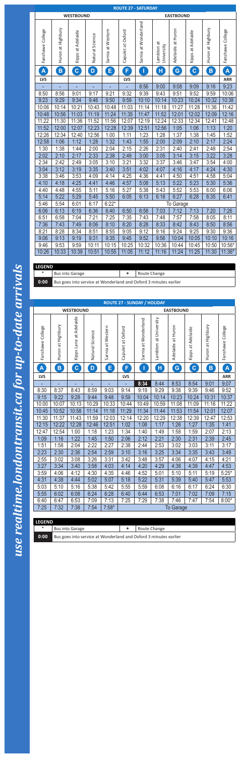## ROUTE 27 - SATURDAY

| WESTBOUND | | | | | | EASTBOUND | | | | | |
|---|---|---|---|---|---|---|---|---|---|---|---|
| Fanshawe College | Huron at Highbury | Kipps at Adelaide | Natural Science | Sarnia at Western | Capulet at Oxford | Sarnia at Wonderland | Lambton at University | Adelaide at Huron | Kipps at Adelaide | Huron at Highbury | Fanshawe College |
| A | B | C | D | E | F | I | H | G | C | B | A |
| LVS | | | | | LVS | | | | | | ARR |
| - | - | - | - | - | - | 8:56 | 9:00 | 9:08 | 9:09 | 9:16 | 9:23 |
| 8:50 | 8:56 | 9:01 | 9:17 | 9:21 | 9:32 | 9:39 | 9:43 | 9:51 | 9:52 | 9:59 | 10:06 |
| 9:23 | 9:29 | 9:34 | 9:46 | 9:50 | 9:59 | 10:10 | 10:14 | 10:23 | 10:24 | 10:32 | 10:38 |
| 10:06 | 10:14 | 10:21 | 10:43 | 10:48 | 11:03 | 11:14 | 11:18 | 11:27 | 11:28 | 11:36 | 11:42 |
| 10:48 | 10:56 | 11:03 | 11:19 | 11:24 | 11:35 | 11:47 | 11:52 | 12:01 | 12:02 | 12:09 | 12:16 |
| 11:22 | 11:30 | 11:36 | 11:52 | 11:56 | 12:07 | 12:19 | 12:24 | 12:33 | 12:34 | 12:41 | 12:48 |
| 11:52 | 12:00 | 12:07 | 12:23 | 12:28 | 12:39 | 12:51 | 12:56 | 1:05 | 1:06 | 1:13 | 1:20 |
| 12:26 | 12:34 | 12:40 | 12:56 | 1:00 | 1:11 | 1:23 | 1:28 | 1:37 | 1:38 | 1:45 | 1:52 |
| 12:58 | 1:06 | 1:12 | 1:28 | 1:32 | 1:43 | 1:55 | 2:00 | 2:09 | 2:10 | 2:17 | 2:24 |
| 1:30 | 1:38 | 1:44 | 2:00 | 2:04 | 2:15 | 2:26 | 2:31 | 2:40 | 2:41 | 2:48 | 2:54 |
| 2:02 | 2:10 | 2:17 | 2:33 | 2:38 | 2:49 | 3:00 | 3:05 | 3:14 | 3:15 | 3:22 | 3:28 |
| 2:34 | 2:42 | 2:49 | 3:05 | 3:10 | 3:21 | 3:32 | 3:37 | 3:46 | 3:47 | 3:54 | 4:00 |
| 3:04 | 3:12 | 3:19 | 3:35 | 3:40 | 3:51 | 4:02 | 4:07 | 4:16 | 4:17 | 4:24 | 4:30 |
| 3:38 | 3:46 | 3:53 | 4:09 | 4:14 | 4:25 | 4:36 | 4:41 | 4:50 | 4:51 | 4:58 | 5:04 |
| 4:10 | 4:18 | 4:25 | 4:41 | 4:46 | 4:57 | 5:08 | 5:13 | 5:22 | 5:23 | 5:30 | 5:36 |
| 4:40 | 4:48 | 4:55 | 5:11 | 5:16 | 5:27 | 5:38 | 5:43 | 5:52 | 5:53 | 6:00 | 6:06 |
| 5:14 | 5:22 | 5:29 | 5:45 | 5:50 | 6:05 | 6:13 | 6:18 | 6:27 | 6:28 | 6:35 | 6:41 |
| 5:46 | 5:54 | 6:01 | 6:17 | 6:22* | To Garage | | | | | | |
| 6:06 | 6:13 | 6:19 | 6:36 | 6:40 | 6:50 | 6:58 | 7:03 | 7:12 | 7:13 | 7:20 | 7:26 |
| 6:51 | 6:58 | 7:04 | 7:21 | 7:25 | 7:35 | 7:43 | 7:48 | 7:57 | 7:58 | 8:05 | 8:11 |
| 7:36 | 7:43 | 7:49 | 8:06 | 8:10 | 8:20 | 8:28 | 8:33 | 8:42 | 8:43 | 8:50 | 8:56 |
| 8:21 | 8:28 | 8:34 | 8:51 | 8:55 | 9:05 | 9:12 | 9:16 | 9:24 | 9:25 | 9:30 | 9:36 |
| 9:06 | 9:13 | 9:19 | 9:31 | 9:35 | 9:45 | 9:52 | 9:56 | 10:04 | 10:05 | 10:10 | 10:16 |
| 9:46 | 9:53 | 9:59 | 10:11 | 10:15 | 10:25 | 10:32 | 10:36 | 10:44 | 10:45 | 10:50 | 10:56* |
| 10:26 | 10:33 | 10:39 | 10:51 | 10:55 | 11:05 | 11:12 | 11:16 | 11:24 | 11:25 | 11:30 | 11:36* |

**LEGEND**

| | | | |
|---|---|---|---|
| * | Bus into Garage | + | Route Change |
| 0:00 | Bus goes into service at Wonderland and Oxford 3 minutes earlier | | |

## ROUTE 27 - SUNDAY / HOLIDAY

| WESTBOUND | | | | | | EASTBOUND | | | | | |
|---|---|---|---|---|---|---|---|---|---|---|---|
| Fanshawe College | Huron at Highbury | Kipps Lane at Adelaide | Natural Science | Sarnia at Western | Capulet at Oxford | Sarnia at Wonderland | Lambton at University | Adelaide at Huron | Kipps at Adelaide | Huron at Highbury | Fanshawe College |
| A | B | C | D | E | F | I | H | G | C | B | A |
| LVS | | | | | LVS | | | | | | ARR |
| - | - | - | - | - | - | 8:34 | 8:44 | 8:53 | 8:54 | 9:01 | 9:07 |
| 8:30 | 8:37 | 8:43 | 8:59 | 9:03 | 9:14 | 9:19 | 9:29 | 9:38 | 9:39 | 9:46 | 9:52 |
| 9:15 | 9:22 | 9:28 | 9:44 | 9:48 | 9:59 | 10:04 | 10:14 | 10:23 | 10:24 | 10:31 | 10:37 |
| 10:00 | 10:07 | 10:13 | 10:29 | 10:33 | 10:44 | 10:49 | 10:59 | 11:08 | 11:09 | 11:16 | 11:22 |
| 10:45 | 10:52 | 10:58 | 11:14 | 11:18 | 11:29 | 11:34 | 11:44 | 11:53 | 11:54 | 12:01 | 12:07 |
| 11:30 | 11:37 | 11:43 | 11:59 | 12:03 | 12:14 | 12:20 | 12:29 | 12:38 | 12:39 | 12:47 | 12:53 |
| 12:15 | 12:22 | 12:28 | 12:46 | 12:51 | 1:02 | 1:08 | 1:17 | 1:26 | 1:27 | 1:35 | 1:41 |
| 12:47 | 12:54 | 1:00 | 1:18 | 1:23 | 1:34 | 1:40 | 1:49 | 1:58 | 1:59 | 2:07 | 2:13 |
| 1:09 | 1:16 | 1:22 | 1:45 | 1:50 | 2:06 | 2:12 | 2:21 | 2:30 | 2:31 | 2:39 | 2:45 |
| 1:51 | 1:58 | 2:04 | 2:22 | 2:27 | 2:38 | 2:44 | 2:53 | 3:02 | 3:03 | 3:11 | 3:17 |
| 2:23 | 2:30 | 2:36 | 2:54 | 2:59 | 3:10 | 3:16 | 3:25 | 3:34 | 3:35 | 3:43 | 3:49 |
| 2:55 | 3:02 | 3:08 | 3:26 | 3:31 | 3:42 | 3:48 | 3:57 | 4:06 | 4:07 | 4:15 | 4:21 |
| 3:27 | 3:34 | 3:40 | 3:58 | 4:03 | 4:14 | 4:20 | 4:29 | 4:38 | 4:39 | 4:47 | 4:53 |
| 3:59 | 4:06 | 4:12 | 4:30 | 4:35 | 4:46 | 4:52 | 5:01 | 5:10 | 5:11 | 5:19 | 5:25* |
| 4:31 | 4:38 | 4:44 | 5:02 | 5:07 | 5:18 | 5:22 | 5:31 | 5:39 | 5:40 | 5:47 | 5:53 |
| 5:03 | 5:10 | 5:16 | 5:38 | 5:42 | 5:55 | 5:59 | 6:08 | 6:16 | 6:17 | 6:24 | 6:30 |
| 5:55 | 6:02 | 6:08 | 6:24 | 6:28 | 6:40 | 6:44 | 6:53 | 7:01 | 7:02 | 7:09 | 7:15 |
| 6:40 | 6:47 | 6:53 | 7:09 | 7:13 | 7:25 | 7:29 | 7:38 | 7:46 | 7:47 | 7:54 | 8:00* |
| 7:25 | 7:32 | 7:38 | 7:54 | 7:58* | To Garage | | | | | | |

**LEGEND**

| | | | |
|---|---|---|---|
| * | Bus into Garage | + | Route Change |
| 0:00 | Bus goes into service at Wonderland and Oxford 3 minutes earlier | | |

*use realtime.londontransit.ca for up-to-date arrivals*